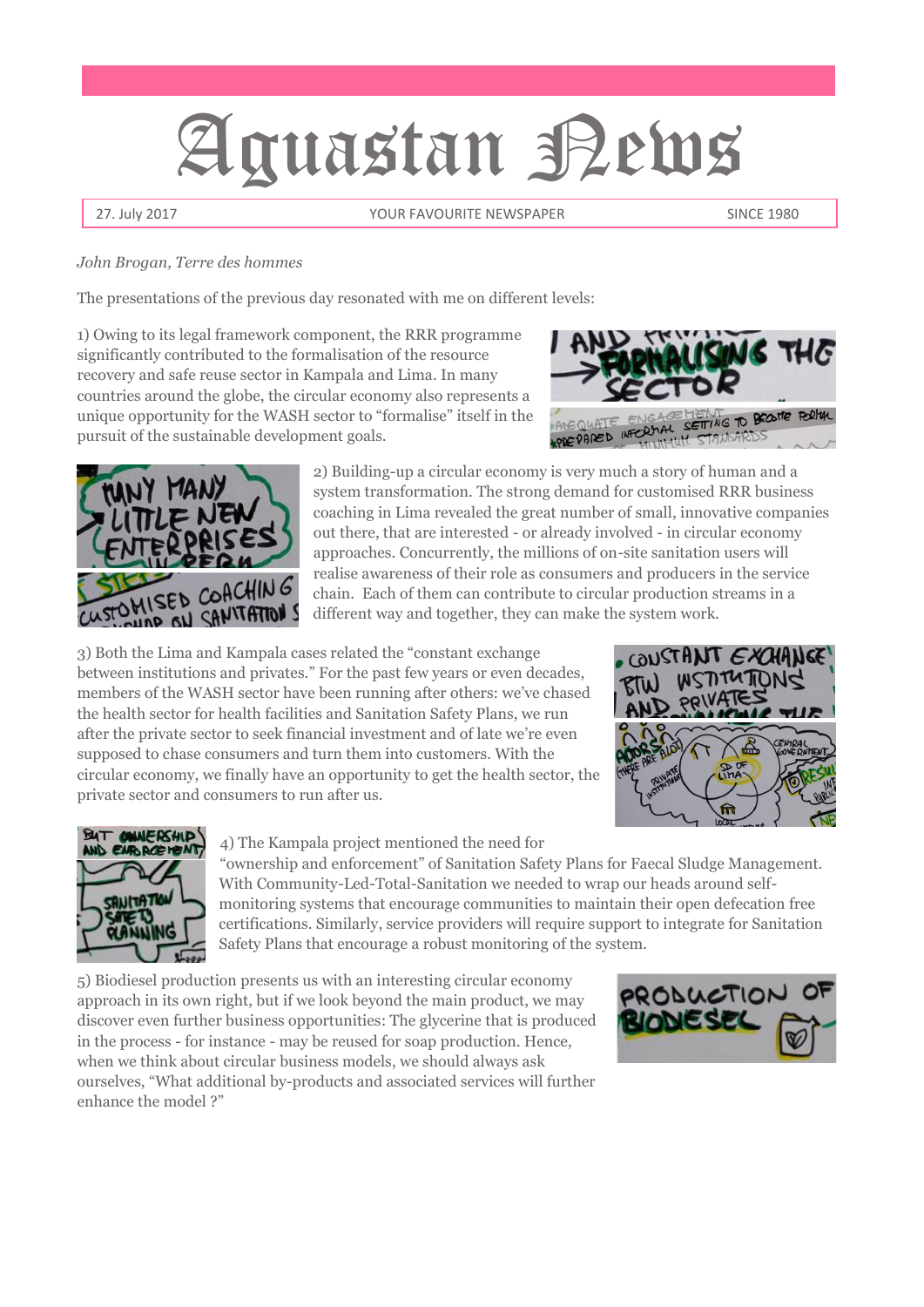# Aguastan News

27. July 2017 | YOUR FAVOURITE NEWSPAPER | SINCE 1980

*John Brogan, Terre des hommes*

The presentations of the previous day resonated with me on different levels:

1) Owing to its legal framework component, the RRR programme significantly contributed to the formalisation of the resource recovery and safe reuse sector in Kampala and Lima. In many countries around the globe, the circular economy also represents a unique opportunity for the WASH sector to "formalise" itself in the pursuit of the sustainable development goals.

2) Building-up a circular economy is very much a story of human and a system transformation. The strong demand for customised RRR business coaching in Lima revealed the great number of small, innovative companies out there, that are interested - or already involved - in circular economy approaches. Concurrently, the millions of on-site sanitation users will realise awareness of their role as consumers and producers in the service chain. Each of them can contribute to circular production streams in a different way and together, they can make the system work.

3) Both the Lima and Kampala cases related the "constant exchange between institutions and privates." For the past few years or even decades, members of the WASH sector have been running after others: we've chased the health sector for health facilities and Sanitation Safety Plans, we run after the private sector to seek financial investment and of late we're even supposed to chase consumers and turn them into customers. With the circular economy, we finally have an opportunity to get the health sector, the private sector and consumers to run after us.

4) The Kampala project mentioned the need for "ownership and enforcement" of Sanitation Safety Plans for Faecal Sludge Management. With Community-Led-Total-Sanitation we needed to wrap our heads around self-monitoring systems that encourage communities to maintain their open defecation free certifications. Similarly, service providers will require support to integrate for Sanitation Safety Plans that encourage a robust monitoring of the system.

5) Biodiesel production presents us with an interesting circular economy approach in its own right, but if we look beyond the main product, we may discover even further business opportunities: The glycerine that is produced in the process - for instance - may be reused for soap production. Hence, when we think about circular business models, we should always ask ourselves, "What additional by-products and associated services will further enhance the model ?"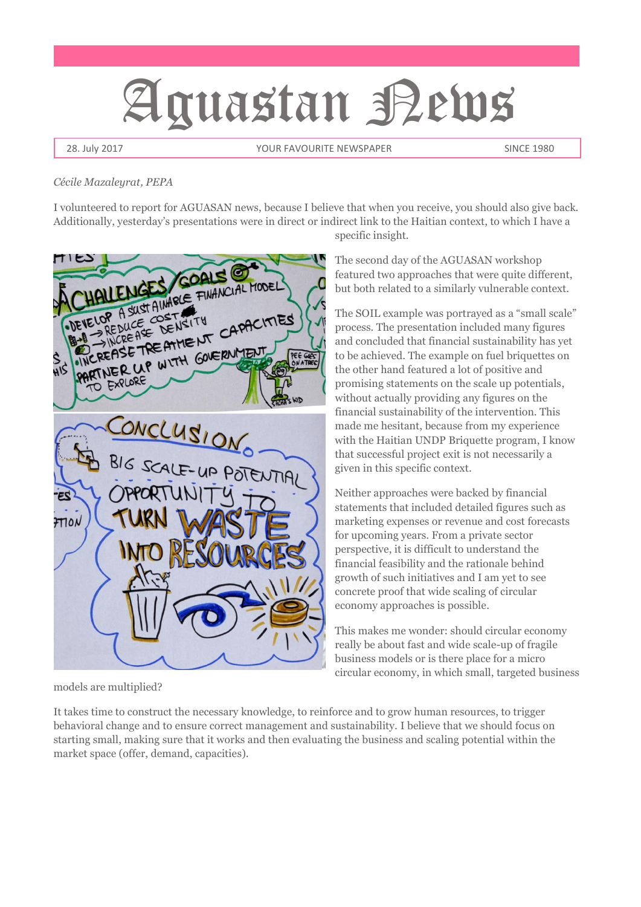# Aguastan News

28. July 2017 | YOUR FAVOURITE NEWSPAPER | SINCE 1980

*Cécile Mazaleyrat, PEPA*

I volunteered to report for AGUASAN news, because I believe that when you receive, you should also give back. Additionally, yesterday's presentations were in direct or indirect link to the Haitian context, to which I have a specific insight.

The second day of the AGUASAN workshop featured two approaches that were quite different, but both related to a similarly vulnerable context.

The SOIL example was portrayed as a "small scale" process. The presentation included many figures and concluded that financial sustainability has yet to be achieved. The example on fuel briquettes on the other hand featured a lot of positive and promising statements on the scale up potentials, without actually providing any figures on the financial sustainability of the intervention. This made me hesitant, because from my experience with the Haitian UNDP Briquette program, I know that successful project exit is not necessarily a given in this specific context.

Neither approaches were backed by financial statements that included detailed figures such as marketing expenses or revenue and cost forecasts for upcoming years. From a private sector perspective, it is difficult to understand the financial feasibility and the rationale behind growth of such initiatives and I am yet to see concrete proof that wide scaling of circular economy approaches is possible.

This makes me wonder: should circular economy really be about fast and wide scale-up of fragile business models or is there place for a micro circular economy, in which small, targeted business models are multiplied?

It takes time to construct the necessary knowledge, to reinforce and to grow human resources, to trigger behavioral change and to ensure correct management and sustainability. I believe that we should focus on starting small, making sure that it works and then evaluating the business and scaling potential within the market space (offer, demand, capacities).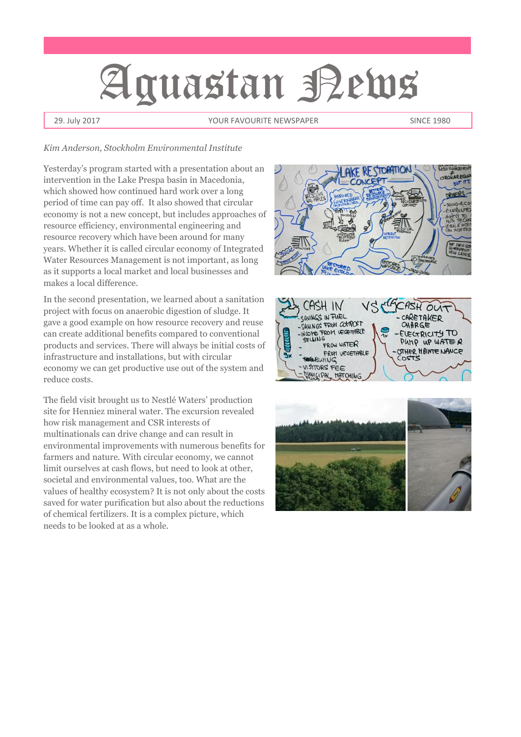# Aguastan News

29. July 2017 | YOUR FAVOURITE NEWSPAPER | SINCE 1980

*Kim Anderson, Stockholm Environmental Institute*

Yesterday's program started with a presentation about an intervention in the Lake Prespa basin in Macedonia, which showed how continued hard work over a long period of time can pay off. It also showed that circular economy is not a new concept, but includes approaches of resource efficiency, environmental engineering and resource recovery which have been around for many years. Whether it is called circular economy of Integrated Water Resources Management is not important, as long as it supports a local market and local businesses and makes a local difference.

In the second presentation, we learned about a sanitation project with focus on anaerobic digestion of sludge. It gave a good example on how resource recovery and reuse can create additional benefits compared to conventional products and services. There will always be initial costs of infrastructure and installations, but with circular economy we can get productive use out of the system and reduce costs.

The field visit brought us to Nestlé Waters' production site for Henniez mineral water. The excursion revealed how risk management and CSR interests of multinationals can drive change and can result in environmental improvements with numerous benefits for farmers and nature. With circular economy, we cannot limit ourselves at cash flows, but need to look at other, societal and environmental values, too. What are the values of healthy ecosystem? It is not only about the costs saved for water purification but also about the reductions of chemical fertilizers. It is a complex picture, which needs to be looked at as a whole.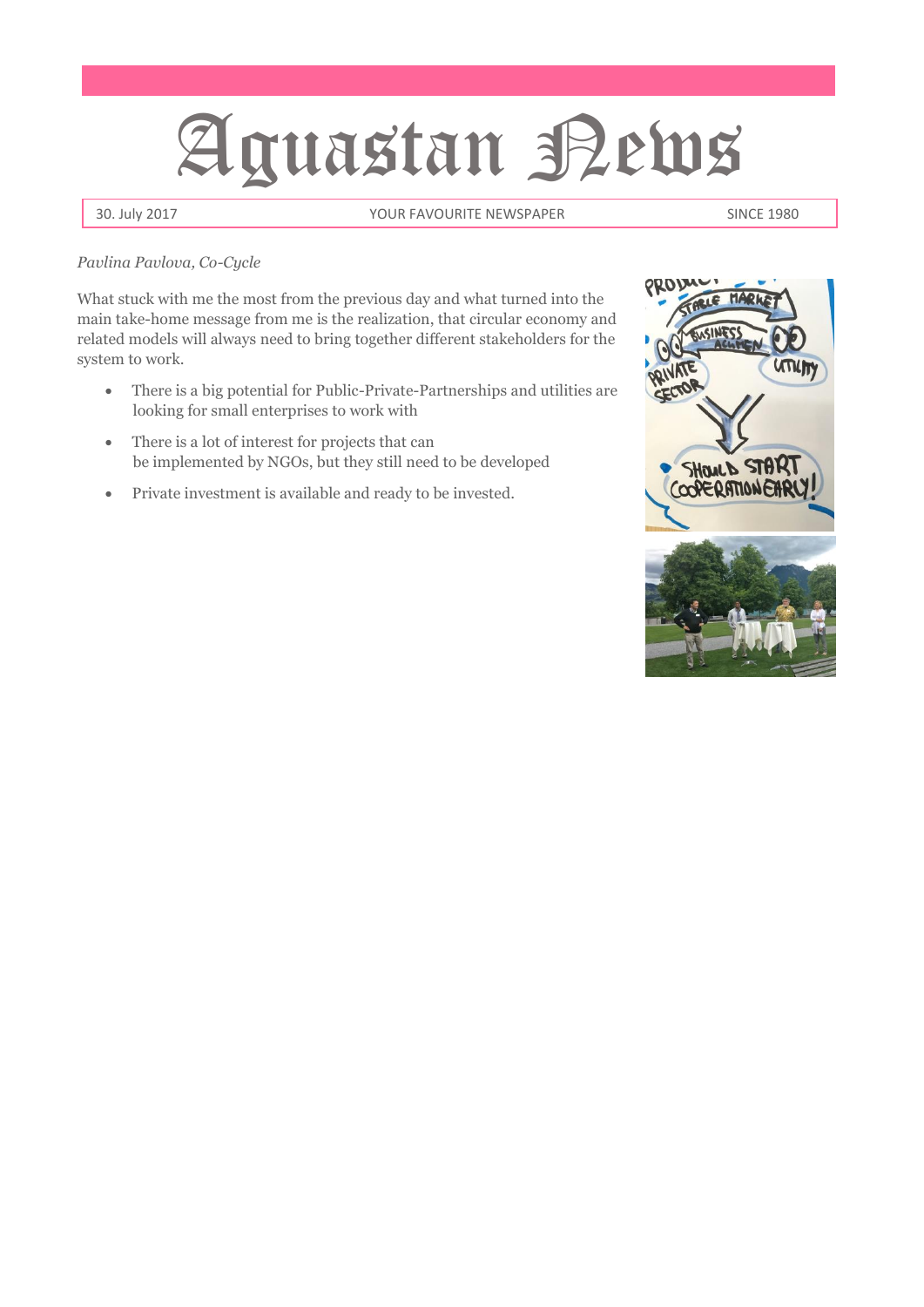# Aguastan News

30. July 2017 | YOUR FAVOURITE NEWSPAPER | SINCE 1980

*Pavlina Pavlova, Co-Cycle*

What stuck with me the most from the previous day and what turned into the main take-home message from me is the realization, that circular economy and related models will always need to bring together different stakeholders for the system to work.

- There is a big potential for Public-Private-Partnerships and utilities are looking for small enterprises to work with
- There is a lot of interest for projects that can be implemented by NGOs, but they still need to be developed
- Private investment is available and ready to be invested.